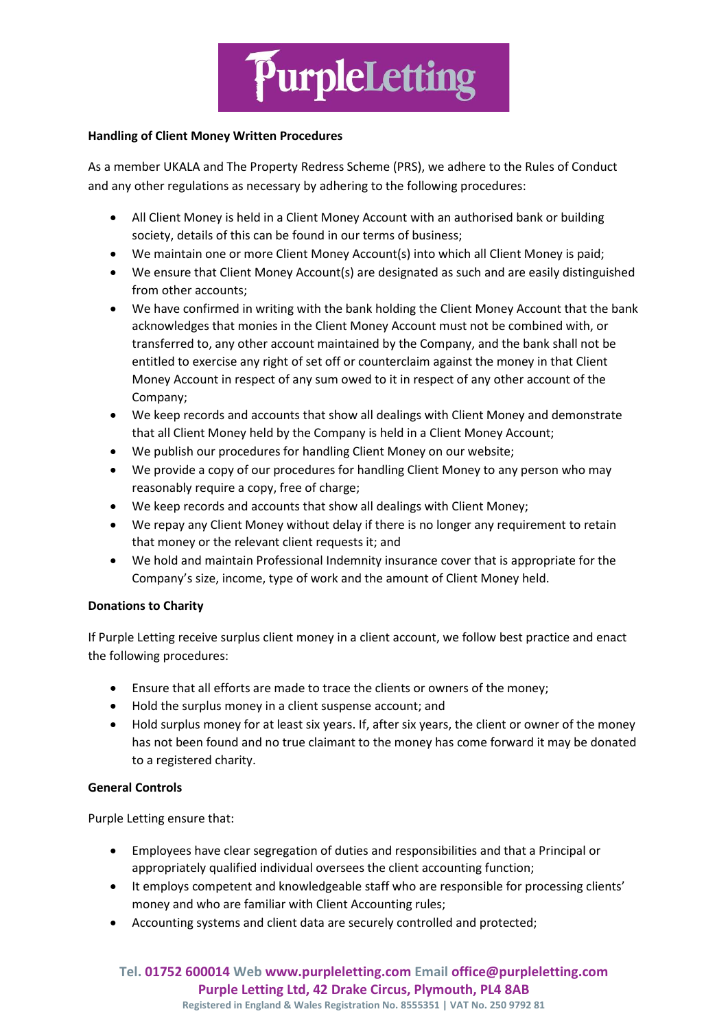## Handling of Client Money Written Procedures

As a member UKALA and The Property Redress Scheme (PRS), we adhere to the Rules of Conduct and any other regulations as necessary by adhering to the following procedures:

- All Client Money is held in a Client Money Account with an authorised bank or building society, details of this can be found in our terms of business;
- We maintain one or more Client Money Account(s) into which all Client Money is paid;
- We ensure that Client Money Account(s) are designated as such and are easily distinguished from other accounts;
- We have confirmed in writing with the bank holding the Client Money Account that the bank acknowledges that monies in the Client Money Account must not be combined with, or transferred to, any other account maintained by the Company, and the bank shall not be entitled to exercise any right of set off or counterclaim against the money in that Client Money Account in respect of any sum owed to it in respect of any other account of the Company;
- We keep records and accounts that show all dealings with Client Money and demonstrate that all Client Money held by the Company is held in a Client Money Account;
- We publish our procedures for handling Client Money on our website;
- We provide a copy of our procedures for handling Client Money to any person who may reasonably require a copy, free of charge;
- We keep records and accounts that show all dealings with Client Money;
- We repay any Client Money without delay if there is no longer any requirement to retain that money or the relevant client requests it; and
- We hold and maintain Professional Indemnity insurance cover that is appropriate for the Company's size, income, type of work and the amount of Client Money held.

## Donations to Charity

If Purple Letting receive surplus client money in a client account, we follow best practice and enact the following procedures:

- Ensure that all efforts are made to trace the clients or owners of the money;
- Hold the surplus money in a client suspense account; and
- Hold surplus money for at least six years. If, after six years, the client or owner of the money has not been found and no true claimant to the money has come forward it may be donated to a registered charity.

## General Controls

Purple Letting ensure that:

- Employees have clear segregation of duties and responsibilities and that a Principal or appropriately qualified individual oversees the client accounting function;
- It employs competent and knowledgeable staff who are responsible for processing clients' money and who are familiar with Client Accounting rules;
- Accounting systems and client data are securely controlled and protected;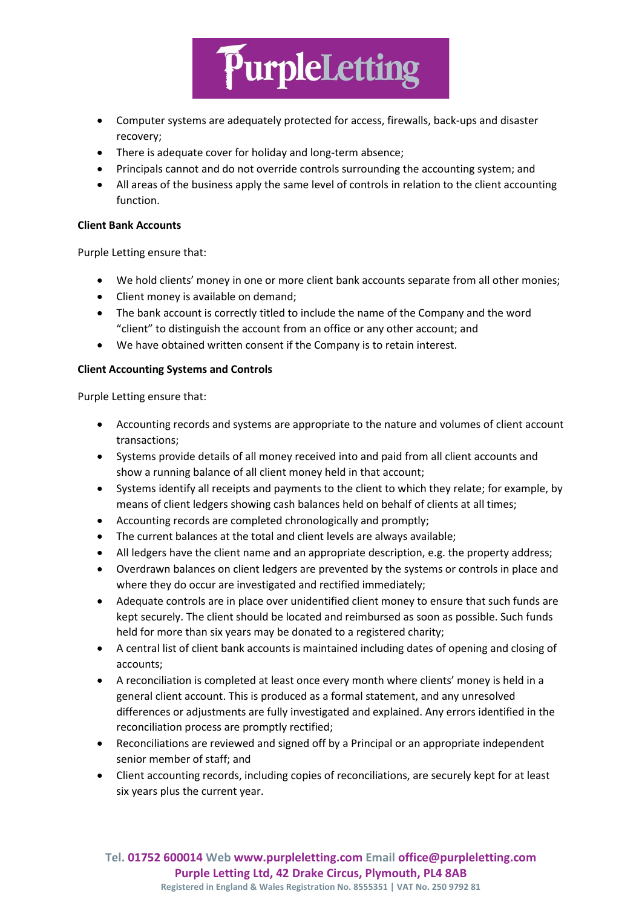- Computer systems are adequately protected for access, firewalls, back-ups and disaster recovery;
- There is adequate cover for holiday and long-term absence;
- Principals cannot and do not override controls surrounding the accounting system; and
- All areas of the business apply the same level of controls in relation to the client accounting function.

**Client Bank Accounts**

Purple Letting ensure that:

- We hold clients' money in one or more client bank accounts separate from all other monies;
- Client money is available on demand;
- The bank account is correctly titled to include the name of the Company and the word "client" to distinguish the account from an office or any other account; and
- We have obtained written consent if the Company is to retain interest.

**Client Accounting Systems and Controls**

Purple Letting ensure that:

- Accounting records and systems are appropriate to the nature and volumes of client account transactions;
- Systems provide details of all money received into and paid from all client accounts and show a running balance of all client money held in that account;
- Systems identify all receipts and payments to the client to which they relate; for example, by means of client ledgers showing cash balances held on behalf of clients at all times;
- Accounting records are completed chronologically and promptly;
- The current balances at the total and client levels are always available;
- All ledgers have the client name and an appropriate description, e.g. the property address;
- Overdrawn balances on client ledgers are prevented by the systems or controls in place and where they do occur are investigated and rectified immediately;
- Adequate controls are in place over unidentified client money to ensure that such funds are kept securely. The client should be located and reimbursed as soon as possible. Such funds held for more than six years may be donated to a registered charity;
- A central list of client bank accounts is maintained including dates of opening and closing of accounts;
- A reconciliation is completed at least once every month where clients' money is held in a general client account. This is produced as a formal statement, and any unresolved differences or adjustments are fully investigated and explained. Any errors identified in the reconciliation process are promptly rectified;
- Reconciliations are reviewed and signed off by a Principal or an appropriate independent senior member of staff; and
- Client accounting records, including copies of reconciliations, are securely kept for at least six years plus the current year.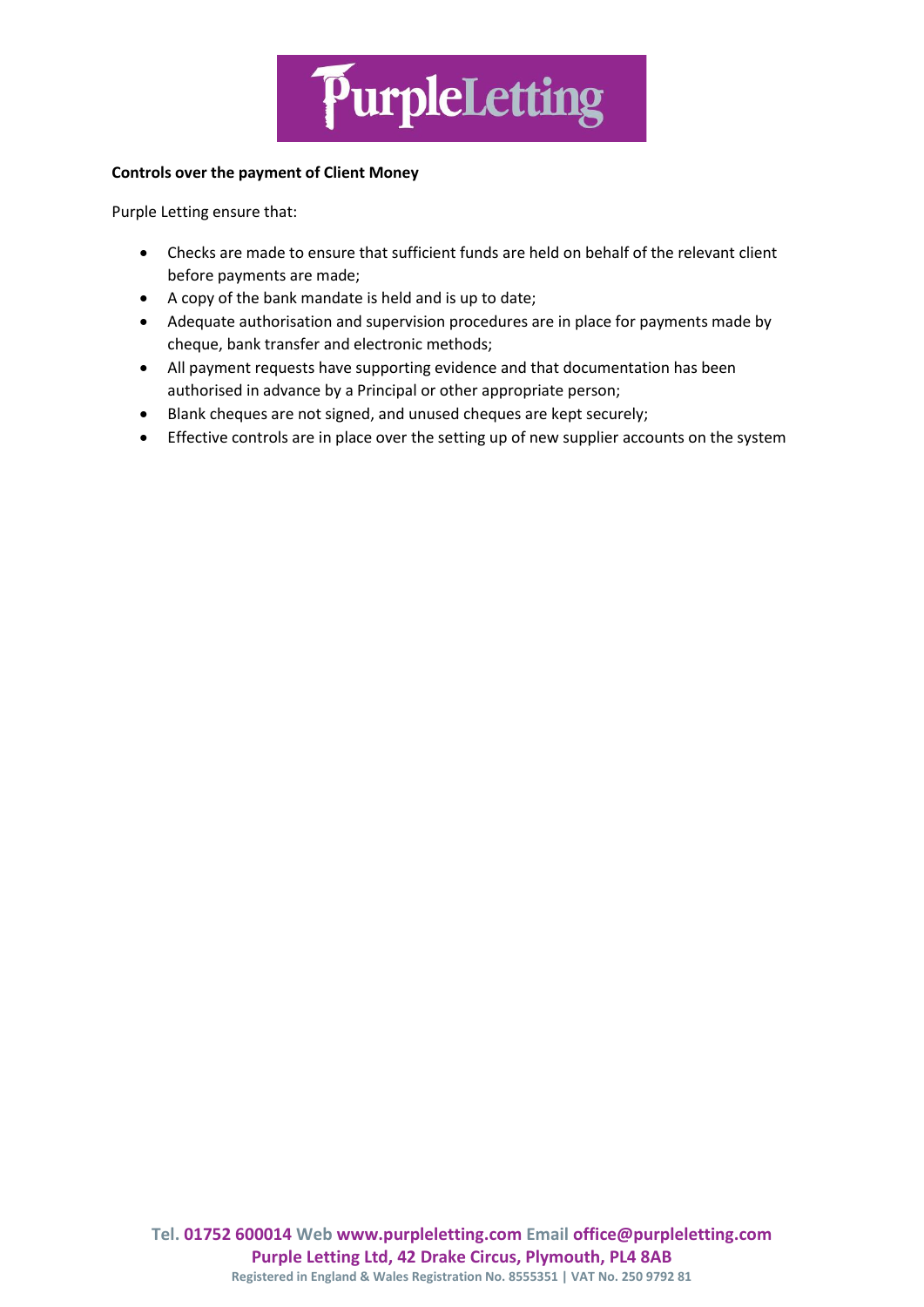**Controls over the payment of Client Money**

Purple Letting ensure that:

- Checks are made to ensure that sufficient funds are held on behalf of the relevant client before payments are made;
- A copy of the bank mandate is held and is up to date;
- Adequate authorisation and supervision procedures are in place for payments made by cheque, bank transfer and electronic methods;
- All payment requests have supporting evidence and that documentation has been authorised in advance by a Principal or other appropriate person;
- Blank cheques are not signed, and unused cheques are kept securely;
- Effective controls are in place over the setting up of new supplier accounts on the system